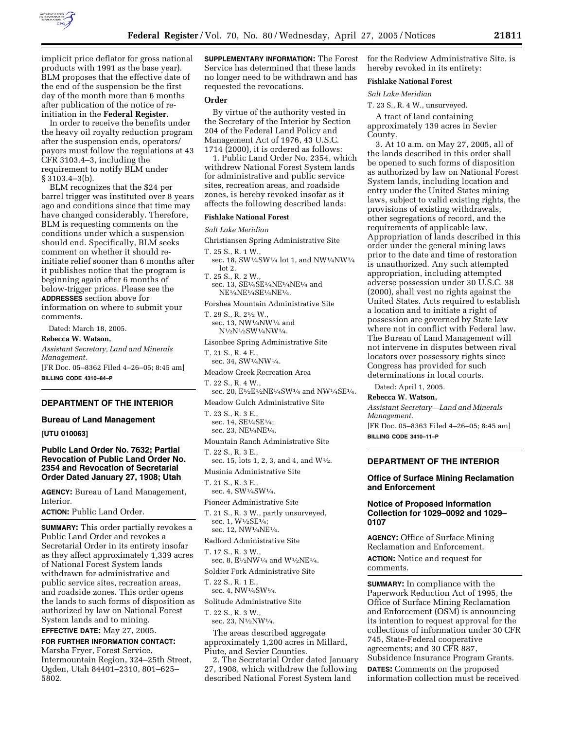implicit price deflator for gross national products with 1991 as the base year). BLM proposes that the effective date of the end of the suspension be the first day of the month more than 6 months after publication of the notice of re-initiation in the **Federal Register**.

In order to receive the benefits under the heavy oil royalty reduction program after the suspension ends, operators/payors must follow the regulations at 43 CFR 3103.4–3, including the requirement to notify BLM under § 3103.4–3(b).

BLM recognizes that the $24 per barrel trigger was instituted over 8 years ago and conditions since that time may have changed considerably. Therefore, BLM is requesting comments on the conditions under which a suspension should end. Specifically, BLM seeks comment on whether it should re-initiate relief sooner than 6 months after it publishes notice that the program is beginning again after 6 months of below-trigger prices. Please see the **ADDRESSES** section above for information on where to submit your comments.

Dated: March 18, 2005.

**Rebecca W. Watson,**

*Assistant Secretary, Land and Minerals Management.*

[FR Doc. 05–8362 Filed 4–26–05; 8:45 am]

**BILLING CODE 4310–84–P**

---

## DEPARTMENT OF THE INTERIOR

### Bureau of Land Management

**[UTU 010063]**

### Public Land Order No. 7632; Partial Revocation of Public Land Order No. 2354 and Revocation of Secretarial Order Dated January 27, 1908; Utah

**AGENCY:** Bureau of Land Management, Interior.

**ACTION:** Public Land Order.

**SUMMARY:** This order partially revokes a Public Land Order and revokes a Secretarial Order in its entirety insofar as they affect approximately 1,339 acres of National Forest System lands withdrawn for administrative and public service sites, recreation areas, and roadside zones. This order opens the lands to such forms of disposition as authorized by law on National Forest System lands and to mining.

**EFFECTIVE DATE:** May 27, 2005.

**FOR FURTHER INFORMATION CONTACT:** Marsha Fryer, Forest Service, Intermountain Region, 324–25th Street, Ogden, Utah 84401–2310, 801–625–5802.

**SUPPLEMENTARY INFORMATION:** The Forest Service has determined that these lands no longer need to be withdrawn and has requested the revocations.

**Order**

By virtue of the authority vested in the Secretary of the Interior by Section 204 of the Federal Land Policy and Management Act of 1976, 43 U.S.C. 1714 (2000), it is ordered as follows:

1. Public Land Order No. 2354, which withdrew National Forest System lands for administrative and public service sites, recreation areas, and roadside zones, is hereby revoked insofar as it affects the following described lands:

**Fishlake National Forest**

*Salt Lake Meridian*

Christiansen Spring Administrative Site

T. 25 S., R. 1 W.,
sec. 18, SW¼SW¼ lot 1, and NW¼NW¼ lot 2.

T. 25 S., R. 2 W.,
sec. 13, SE¼SE¼NE¼NE¼ and NE¼NE¼SE¼NE¼.

Forshea Mountain Administrative Site

T. 29 S., R. 2½ W.,
sec. 13, NW¼NW¼ and N½N½SW¼NW¼.

Lisonbee Spring Administrative Site

T. 21 S., R. 4 E.,
sec. 34, SW¼NW¼.

Meadow Creek Recreation Area

T. 22 S., R. 4 W.,
sec. 20, E½E½NE¼SW¼ and NW¼SE¼.

Meadow Gulch Administrative Site

T. 23 S., R. 3 E.,
sec. 14, SE¼SE¼;
sec. 23, NE¼NE¼.

Mountain Ranch Administrative Site

T. 22 S., R. 3 E.,
sec. 15, lots 1, 2, 3, and 4, and W½.

Musinia Administrative Site

T. 21 S., R. 3 E.,
sec. 4, SW¼SW¼.

Pioneer Administrative Site

T. 21 S., R. 3 W., partly unsurveyed,
sec. 1, W½SE¼;
sec. 12, NW¼NE¼.

Radford Administrative Site

T. 17 S., R. 3 W.,
sec. 8, E½NW¼ and W½NE¼.

Soldier Fork Administrative Site

T. 22 S., R. 1 E.,
sec. 4, NW¼SW¼.

Solitude Administrative Site

T. 22 S., R. 3 W.,
sec. 23, N½NW¼.

The areas described aggregate approximately 1,200 acres in Millard, Piute, and Sevier Counties.

2. The Secretarial Order dated January 27, 1908, which withdrew the following described National Forest System land for the Redview Administrative Site, is hereby revoked in its entirety:

**Fishlake National Forest**

*Salt Lake Meridian*

T. 23 S., R. 4 W., unsurveyed.

A tract of land containing approximately 139 acres in Sevier County.

3. At 10 a.m. on May 27, 2005, all of the lands described in this order shall be opened to such forms of disposition as authorized by law on National Forest System lands, including location and entry under the United States mining laws, subject to valid existing rights, the provisions of existing withdrawals, other segregations of record, and the requirements of applicable law. Appropriation of lands described in this order under the general mining laws prior to the date and time of restoration is unauthorized. Any such attempted appropriation, including attempted adverse possession under 30 U.S.C. 38 (2000), shall vest no rights against the United States. Acts required to establish a location and to initiate a right of possession are governed by State law where not in conflict with Federal law. The Bureau of Land Management will not intervene in disputes between rival locators over possessory rights since Congress has provided for such determinations in local courts.

Dated: April 1, 2005.

**Rebecca W. Watson,**

*Assistant Secretary—Land and Minerals Management.*

[FR Doc. 05–8363 Filed 4–26–05; 8:45 am]

**BILLING CODE 3410–11–P**

---

## DEPARTMENT OF THE INTERIOR

### Office of Surface Mining Reclamation and Enforcement

### Notice of Proposed Information Collection for 1029–0092 and 1029–0107

**AGENCY:** Office of Surface Mining Reclamation and Enforcement.

**ACTION:** Notice and request for comments.

**SUMMARY:** In compliance with the Paperwork Reduction Act of 1995, the Office of Surface Mining Reclamation and Enforcement (OSM) is announcing its intention to request approval for the collections of information under 30 CFR 745, State-Federal cooperative agreements; and 30 CFR 887, Subsidence Insurance Program Grants.

**DATES:** Comments on the proposed information collection must be received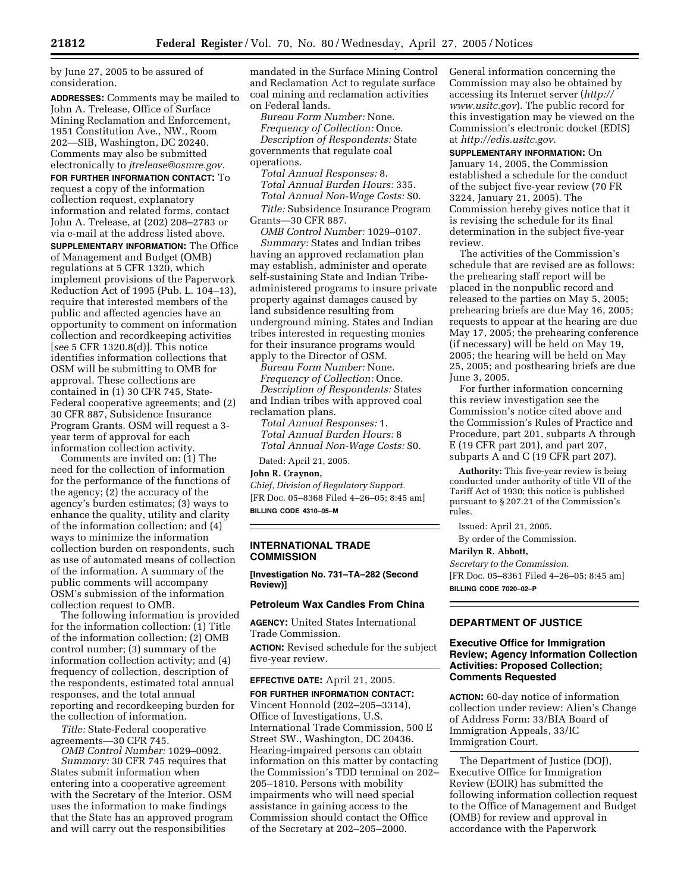by June 27, 2005 to be assured of consideration.

**ADDRESSES:** Comments may be mailed to John A. Trelease, Office of Surface Mining Reclamation and Enforcement, 1951 Constitution Ave., NW., Room 202—SIB, Washington, DC 20240. Comments may also be submitted electronically to *jtrelease@osmre.gov.*

**FOR FURTHER INFORMATION CONTACT:** To request a copy of the information collection request, explanatory information and related forms, contact John A. Trelease, at (202) 208–2783 or via e-mail at the address listed above.

**SUPPLEMENTARY INFORMATION:** The Office of Management and Budget (OMB) regulations at 5 CFR 1320, which implement provisions of the Paperwork Reduction Act of 1995 (Pub. L. 104–13), require that interested members of the public and affected agencies have an opportunity to comment on information collection and recordkeeping activities [*see* 5 CFR 1320.8(d)]. This notice identifies information collections that OSM will be submitting to OMB for approval. These collections are contained in (1) 30 CFR 745, State-Federal cooperative agreements; and (2) 30 CFR 887, Subsidence Insurance Program Grants. OSM will request a 3-year term of approval for each information collection activity.

Comments are invited on: (1) The need for the collection of information for the performance of the functions of the agency; (2) the accuracy of the agency's burden estimates; (3) ways to enhance the quality, utility and clarity of the information collection; and (4) ways to minimize the information collection burden on respondents, such as use of automated means of collection of the information. A summary of the public comments will accompany OSM's submission of the information collection request to OMB.

The following information is provided for the information collection: (1) Title of the information collection; (2) OMB control number; (3) summary of the information collection activity; and (4) frequency of collection, description of the respondents, estimated total annual responses, and the total annual reporting and recordkeeping burden for the collection of information.

*Title:* State-Federal cooperative agreements—30 CFR 745.

*OMB Control Number:* 1029–0092.

*Summary:* 30 CFR 745 requires that States submit information when entering into a cooperative agreement with the Secretary of the Interior. OSM uses the information to make findings that the State has an approved program and will carry out the responsibilities mandated in the Surface Mining Control and Reclamation Act to regulate surface coal mining and reclamation activities on Federal lands.

*Bureau Form Number:* None.

*Frequency of Collection:* Once.

*Description of Respondents:* State governments that regulate coal operations.

*Total Annual Responses:* 8.

*Total Annual Burden Hours:* 335.

*Total Annual Non-Wage Costs:* $0.

*Title:* Subsidence Insurance Program Grants—30 CFR 887.

*OMB Control Number:* 1029–0107.

*Summary:* States and Indian tribes having an approved reclamation plan may establish, administer and operate self-sustaining State and Indian Tribe-administered programs to insure private property against damages caused by land subsidence resulting from underground mining. States and Indian tribes interested in requesting monies for their insurance programs would apply to the Director of OSM.

*Bureau Form Number:* None.

*Frequency of Collection:* Once.

*Description of Respondents:* States and Indian tribes with approved coal reclamation plans.

*Total Annual Responses:* 1.

*Total Annual Burden Hours:* 8

*Total Annual Non-Wage Costs:* $0.

Dated: April 21, 2005.

**John R. Craynon,**

*Chief, Division of Regulatory Support.*

[FR Doc. 05–8368 Filed 4–26–05; 8:45 am]

**BILLING CODE 4310–05–M**

## INTERNATIONAL TRADE COMMISSION

**[Investigation No. 731–TA–282 (Second Review)]**

### Petroleum Wax Candles From China

**AGENCY:** United States International Trade Commission.

**ACTION:** Revised schedule for the subject five-year review.

**EFFECTIVE DATE:** April 21, 2005.

**FOR FURTHER INFORMATION CONTACT:** Vincent Honnold (202–205–3314), Office of Investigations, U.S. International Trade Commission, 500 E Street SW., Washington, DC 20436. Hearing-impaired persons can obtain information on this matter by contacting the Commission's TDD terminal on 202–205–1810. Persons with mobility impairments who will need special assistance in gaining access to the Commission should contact the Office of the Secretary at 202–205–2000. General information concerning the Commission may also be obtained by accessing its Internet server (*http://www.usitc.gov*). The public record for this investigation may be viewed on the Commission's electronic docket (EDIS) at *http://edis.usitc.gov*.

**SUPPLEMENTARY INFORMATION:** On January 14, 2005, the Commission established a schedule for the conduct of the subject five-year review (70 FR 3224, January 21, 2005). The Commission hereby gives notice that it is revising the schedule for its final determination in the subject five-year review.

The activities of the Commission's schedule that are revised are as follows: the prehearing staff report will be placed in the nonpublic record and released to the parties on May 5, 2005; prehearing briefs are due May 16, 2005; requests to appear at the hearing are due May 17, 2005; the prehearing conference (if necessary) will be held on May 19, 2005; the hearing will be held on May 25, 2005; and posthearing briefs are due June 3, 2005.

For further information concerning this review investigation see the Commission's notice cited above and the Commission's Rules of Practice and Procedure, part 201, subparts A through E (19 CFR part 201), and part 207, subparts A and C (19 CFR part 207).

**Authority:** This five-year review is being conducted under authority of title VII of the Tariff Act of 1930; this notice is published pursuant to § 207.21 of the Commission's rules.

Issued: April 21, 2005.

By order of the Commission.

**Marilyn R. Abbott,**

*Secretary to the Commission.*

[FR Doc. 05–8361 Filed 4–26–05; 8:45 am]

**BILLING CODE 7020–02–P**

## DEPARTMENT OF JUSTICE

### Executive Office for Immigration Review; Agency Information Collection Activities: Proposed Collection; Comments Requested

**ACTION:** 60-day notice of information collection under review: Alien's Change of Address Form: 33/BIA Board of Immigration Appeals, 33/IC Immigration Court.

The Department of Justice (DOJ), Executive Office for Immigration Review (EOIR) has submitted the following information collection request to the Office of Management and Budget (OMB) for review and approval in accordance with the Paperwork